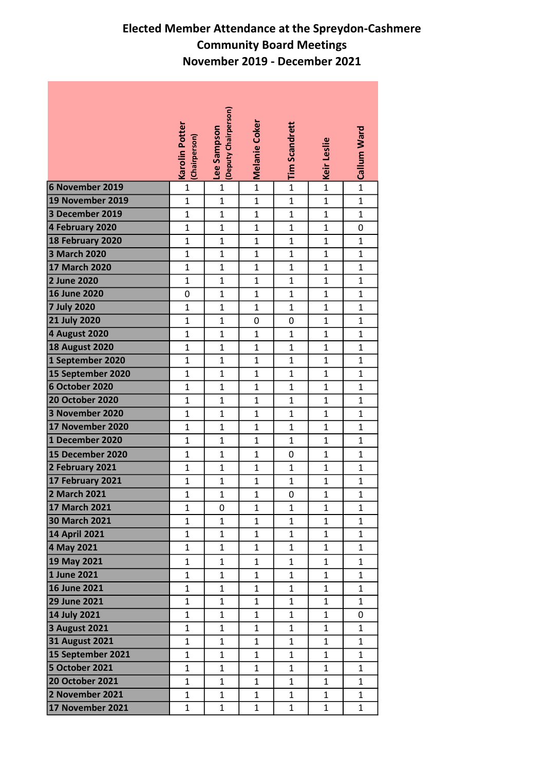# Elected Member Attendance at the Spreydon-Cashmere Community Board Meetings November 2019 - December 2021

| | Karolin Potter (Chairperson) | Lee Sampson (Deputy Chairperson) | Melanie Coker | Tim Scandrett | Keir Leslie | Callum Ward |
|---|---|---|---|---|---|---|
| 6 November 2019 | 1 | 1 | 1 | 1 | 1 | 1 |
| 19 November 2019 | 1 | 1 | 1 | 1 | 1 | 1 |
| 3 December 2019 | 1 | 1 | 1 | 1 | 1 | 1 |
| 4 February 2020 | 1 | 1 | 1 | 1 | 1 | 0 |
| 18 February 2020 | 1 | 1 | 1 | 1 | 1 | 1 |
| 3 March 2020 | 1 | 1 | 1 | 1 | 1 | 1 |
| 17 March 2020 | 1 | 1 | 1 | 1 | 1 | 1 |
| 2 June 2020 | 1 | 1 | 1 | 1 | 1 | 1 |
| 16 June 2020 | 0 | 1 | 1 | 1 | 1 | 1 |
| 7 July 2020 | 1 | 1 | 1 | 1 | 1 | 1 |
| 21 July 2020 | 1 | 1 | 0 | 0 | 1 | 1 |
| 4 August 2020 | 1 | 1 | 1 | 1 | 1 | 1 |
| 18 August 2020 | 1 | 1 | 1 | 1 | 1 | 1 |
| 1 September 2020 | 1 | 1 | 1 | 1 | 1 | 1 |
| 15 September 2020 | 1 | 1 | 1 | 1 | 1 | 1 |
| 6 October 2020 | 1 | 1 | 1 | 1 | 1 | 1 |
| 20 October 2020 | 1 | 1 | 1 | 1 | 1 | 1 |
| 3 November 2020 | 1 | 1 | 1 | 1 | 1 | 1 |
| 17 November 2020 | 1 | 1 | 1 | 1 | 1 | 1 |
| 1 December 2020 | 1 | 1 | 1 | 1 | 1 | 1 |
| 15 December 2020 | 1 | 1 | 1 | 0 | 1 | 1 |
| 2 February 2021 | 1 | 1 | 1 | 1 | 1 | 1 |
| 17 February 2021 | 1 | 1 | 1 | 1 | 1 | 1 |
| 2 March 2021 | 1 | 1 | 1 | 0 | 1 | 1 |
| 17 March 2021 | 1 | 0 | 1 | 1 | 1 | 1 |
| 30 March 2021 | 1 | 1 | 1 | 1 | 1 | 1 |
| 14 April 2021 | 1 | 1 | 1 | 1 | 1 | 1 |
| 4 May 2021 | 1 | 1 | 1 | 1 | 1 | 1 |
| 19 May 2021 | 1 | 1 | 1 | 1 | 1 | 1 |
| 1 June 2021 | 1 | 1 | 1 | 1 | 1 | 1 |
| 16 June 2021 | 1 | 1 | 1 | 1 | 1 | 1 |
| 29 June 2021 | 1 | 1 | 1 | 1 | 1 | 1 |
| 14 July 2021 | 1 | 1 | 1 | 1 | 1 | 0 |
| 3 August 2021 | 1 | 1 | 1 | 1 | 1 | 1 |
| 31 August 2021 | 1 | 1 | 1 | 1 | 1 | 1 |
| 15 September 2021 | 1 | 1 | 1 | 1 | 1 | 1 |
| 5 October 2021 | 1 | 1 | 1 | 1 | 1 | 1 |
| 20 October 2021 | 1 | 1 | 1 | 1 | 1 | 1 |
| 2 November 2021 | 1 | 1 | 1 | 1 | 1 | 1 |
| 17 November 2021 | 1 | 1 | 1 | 1 | 1 | 1 |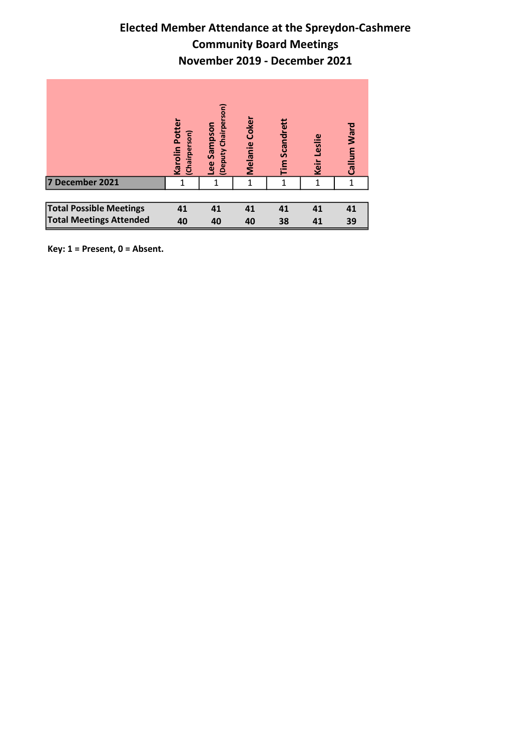# Elected Member Attendance at the Spreydon-Cashmere Community Board Meetings November 2019 - December 2021

| | Karolin Potter (Chairperson) | Lee Sampson (Deputy Chairperson) | Melanie Coker | Tim Scandrett | Keir Leslie | Callum Ward |
|---|---|---|---|---|---|---|
| **7 December 2021** | 1 | 1 | 1 | 1 | 1 | 1 |
| | | | | | | |
| **Total Possible Meetings** | **41** | **41** | **41** | **41** | **41** | **41** |
| **Total Meetings Attended** | **40** | **40** | **40** | **38** | **41** | **39** |

**Key: 1 = Present, 0 = Absent.**